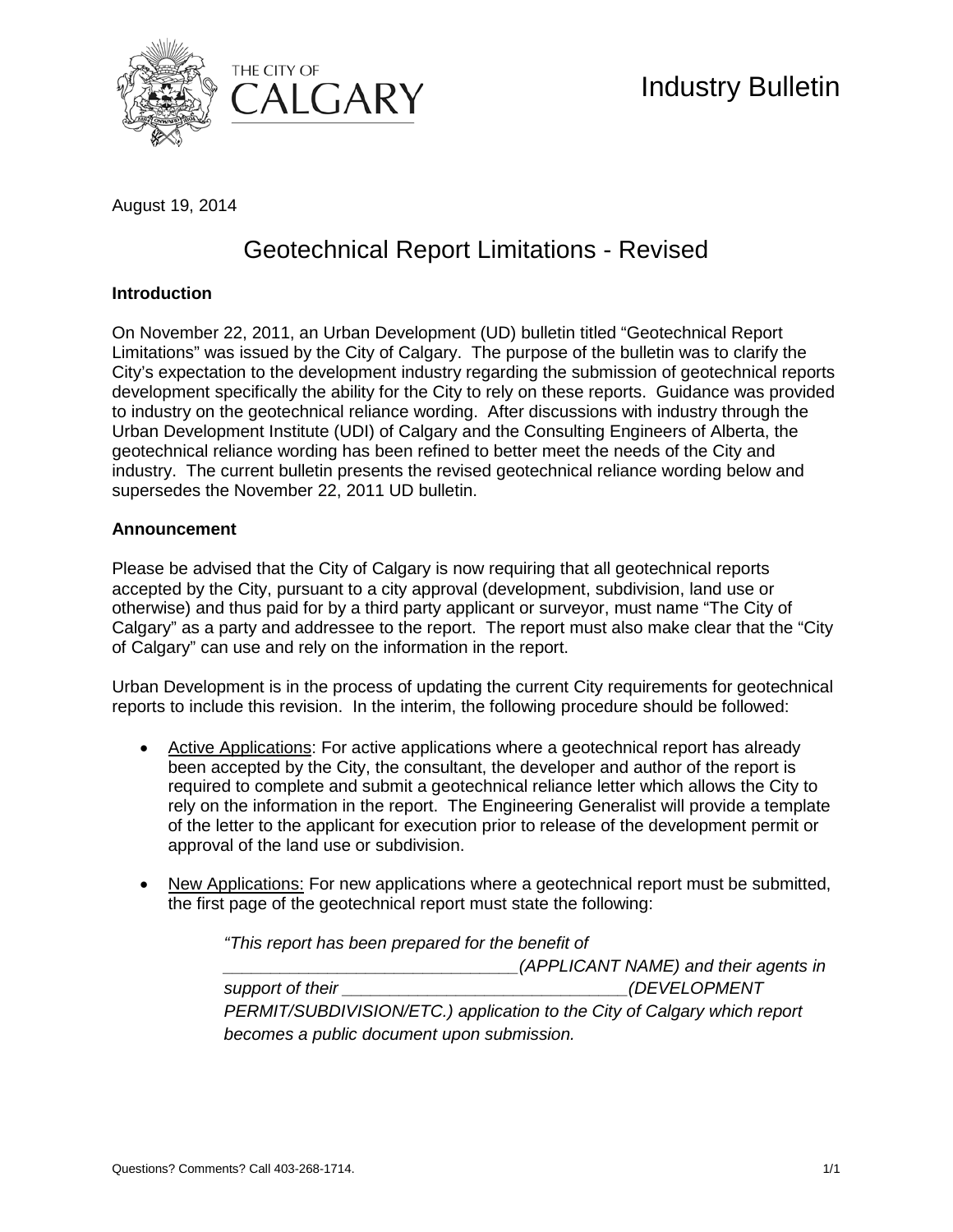THE CITY OF CALGARY

Industry Bulletin

August 19, 2014

# Geotechnical Report Limitations - Revised

**Introduction**

On November 22, 2011, an Urban Development (UD) bulletin titled "Geotechnical Report Limitations" was issued by the City of Calgary. The purpose of the bulletin was to clarify the City's expectation to the development industry regarding the submission of geotechnical reports development specifically the ability for the City to rely on these reports. Guidance was provided to industry on the geotechnical reliance wording. After discussions with industry through the Urban Development Institute (UDI) of Calgary and the Consulting Engineers of Alberta, the geotechnical reliance wording has been refined to better meet the needs of the City and industry. The current bulletin presents the revised geotechnical reliance wording below and supersedes the November 22, 2011 UD bulletin.

**Announcement**

Please be advised that the City of Calgary is now requiring that all geotechnical reports accepted by the City, pursuant to a city approval (development, subdivision, land use or otherwise) and thus paid for by a third party applicant or surveyor, must name "The City of Calgary" as a party and addressee to the report. The report must also make clear that the "City of Calgary" can use and rely on the information in the report.

Urban Development is in the process of updating the current City requirements for geotechnical reports to include this revision. In the interim, the following procedure should be followed:

- Active Applications: For active applications where a geotechnical report has already been accepted by the City, the consultant, the developer and author of the report is required to complete and submit a geotechnical reliance letter which allows the City to rely on the information in the report. The Engineering Generalist will provide a template of the letter to the applicant for execution prior to release of the development permit or approval of the land use or subdivision.

- New Applications: For new applications where a geotechnical report must be submitted, the first page of the geotechnical report must state the following:

  *"This report has been prepared for the benefit of ______________________________(APPLICANT NAME) and their agents in support of their ______________________________(DEVELOPMENT PERMIT/SUBDIVISION/ETC.) application to the City of Calgary which report becomes a public document upon submission.*

Questions? Comments? Call 403-268-1714.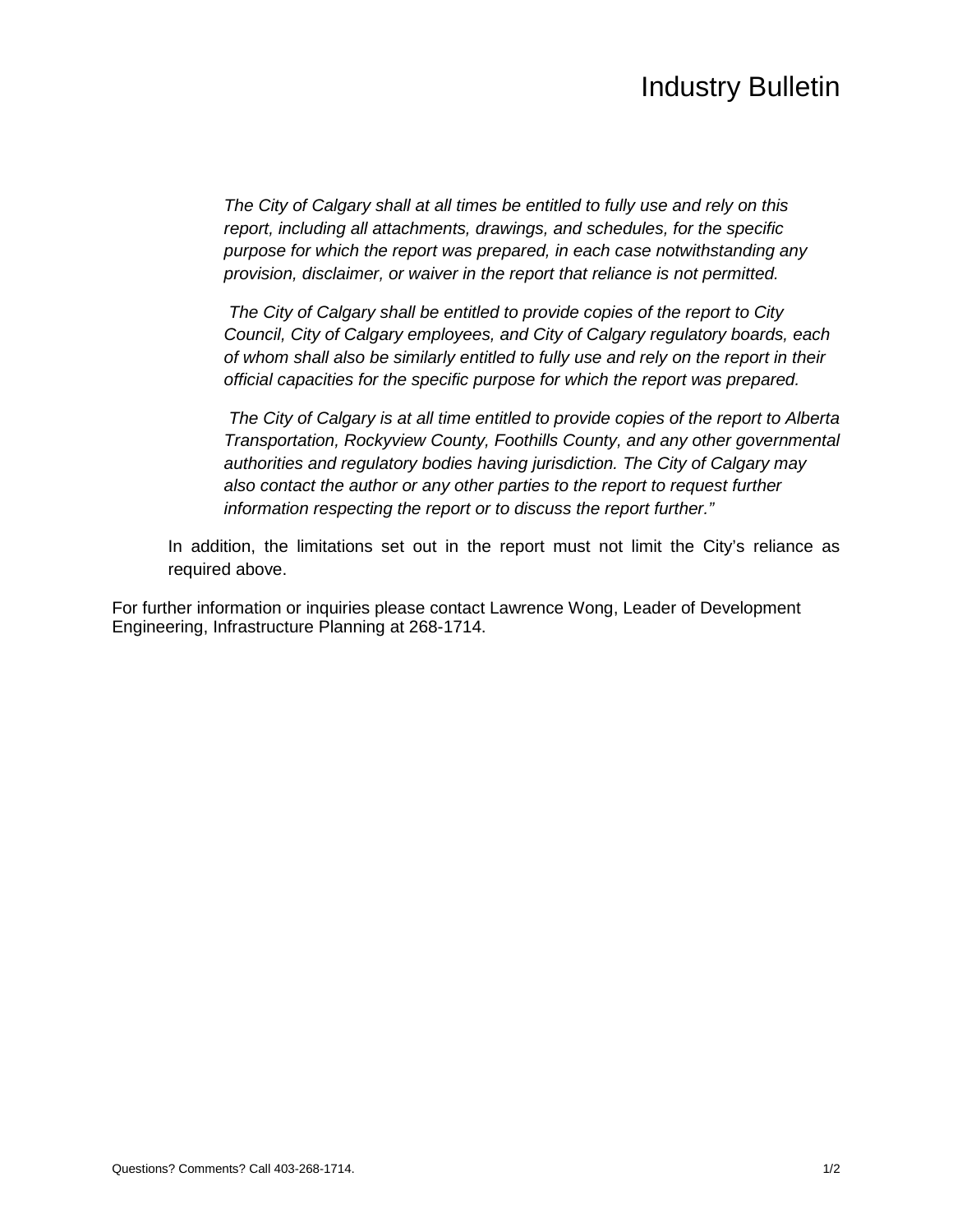*The City of Calgary shall at all times be entitled to fully use and rely on this report, including all attachments, drawings, and schedules, for the specific purpose for which the report was prepared, in each case notwithstanding any provision, disclaimer, or waiver in the report that reliance is not permitted.*

*The City of Calgary shall be entitled to provide copies of the report to City Council, City of Calgary employees, and City of Calgary regulatory boards, each of whom shall also be similarly entitled to fully use and rely on the report in their official capacities for the specific purpose for which the report was prepared.*

*The City of Calgary is at all time entitled to provide copies of the report to Alberta Transportation, Rockyview County, Foothills County, and any other governmental authorities and regulatory bodies having jurisdiction. The City of Calgary may also contact the author or any other parties to the report to request further information respecting the report or to discuss the report further."*

In addition, the limitations set out in the report must not limit the City's reliance as required above.

For further information or inquiries please contact Lawrence Wong, Leader of Development Engineering, Infrastructure Planning at 268-1714.